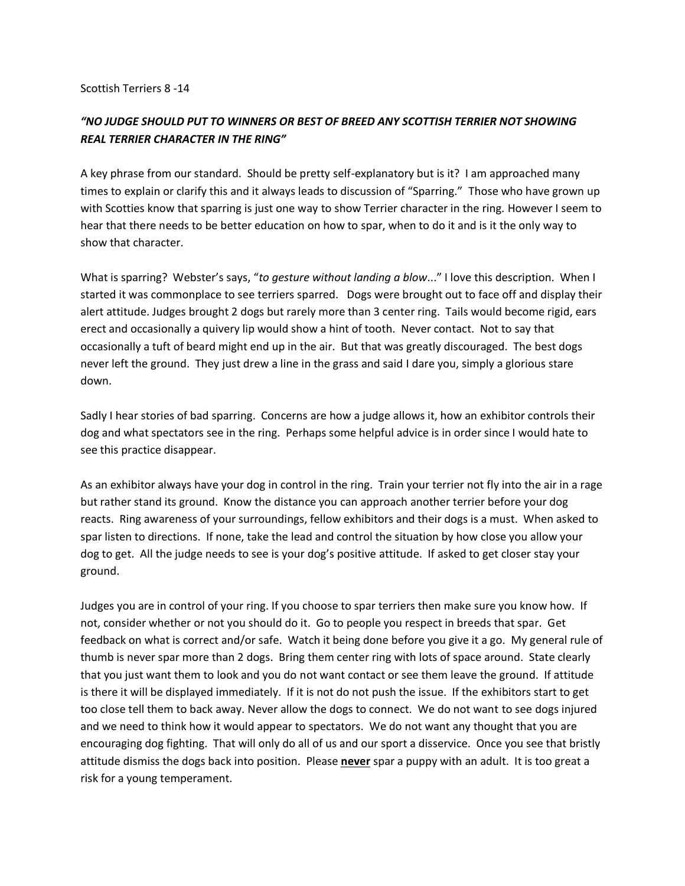Scottish Terriers 8 -14

***"NO JUDGE SHOULD PUT TO WINNERS OR BEST OF BREED ANY SCOTTISH TERRIER NOT SHOWING REAL TERRIER CHARACTER IN THE RING"***

A key phrase from our standard. Should be pretty self-explanatory but is it? I am approached many times to explain or clarify this and it always leads to discussion of "Sparring." Those who have grown up with Scotties know that sparring is just one way to show Terrier character in the ring. However I seem to hear that there needs to be better education on how to spar, when to do it and is it the only way to show that character.

What is sparring? Webster's says, "*to gesture without landing a blow*..." I love this description. When I started it was commonplace to see terriers sparred. Dogs were brought out to face off and display their alert attitude. Judges brought 2 dogs but rarely more than 3 center ring. Tails would become rigid, ears erect and occasionally a quivery lip would show a hint of tooth. Never contact. Not to say that occasionally a tuft of beard might end up in the air. But that was greatly discouraged. The best dogs never left the ground. They just drew a line in the grass and said I dare you, simply a glorious stare down.

Sadly I hear stories of bad sparring. Concerns are how a judge allows it, how an exhibitor controls their dog and what spectators see in the ring. Perhaps some helpful advice is in order since I would hate to see this practice disappear.

As an exhibitor always have your dog in control in the ring. Train your terrier not fly into the air in a rage but rather stand its ground. Know the distance you can approach another terrier before your dog reacts. Ring awareness of your surroundings, fellow exhibitors and their dogs is a must. When asked to spar listen to directions. If none, take the lead and control the situation by how close you allow your dog to get. All the judge needs to see is your dog's positive attitude. If asked to get closer stay your ground.

Judges you are in control of your ring. If you choose to spar terriers then make sure you know how. If not, consider whether or not you should do it. Go to people you respect in breeds that spar. Get feedback on what is correct and/or safe. Watch it being done before you give it a go. My general rule of thumb is never spar more than 2 dogs. Bring them center ring with lots of space around. State clearly that you just want them to look and you do not want contact or see them leave the ground. If attitude is there it will be displayed immediately. If it is not do not push the issue. If the exhibitors start to get too close tell them to back away. Never allow the dogs to connect. We do not want to see dogs injured and we need to think how it would appear to spectators. We do not want any thought that you are encouraging dog fighting. That will only do all of us and our sport a disservice. Once you see that bristly attitude dismiss the dogs back into position. Please <u>**never**</u> spar a puppy with an adult. It is too great a risk for a young temperament.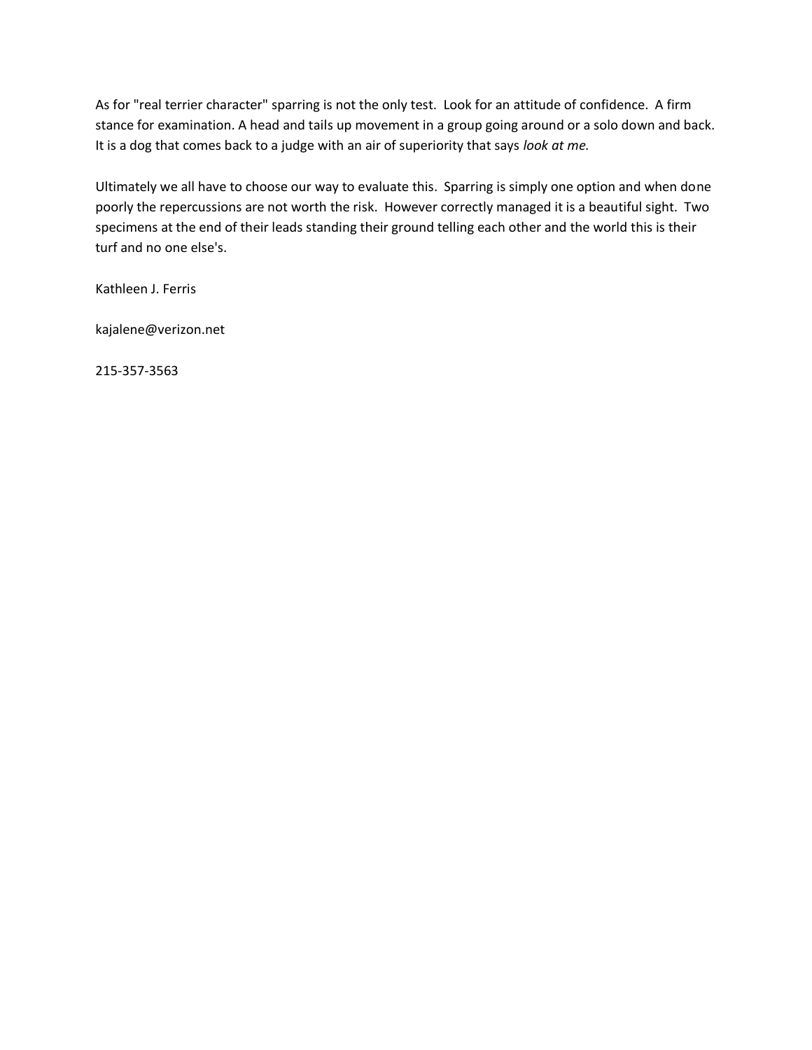As for "real terrier character" sparring is not the only test. Look for an attitude of confidence. A firm stance for examination. A head and tails up movement in a group going around or a solo down and back. It is a dog that comes back to a judge with an air of superiority that says *look at me.*

Ultimately we all have to choose our way to evaluate this. Sparring is simply one option and when done poorly the repercussions are not worth the risk. However correctly managed it is a beautiful sight. Two specimens at the end of their leads standing their ground telling each other and the world this is their turf and no one else's.

Kathleen J. Ferris

kajalene@verizon.net

215-357-3563